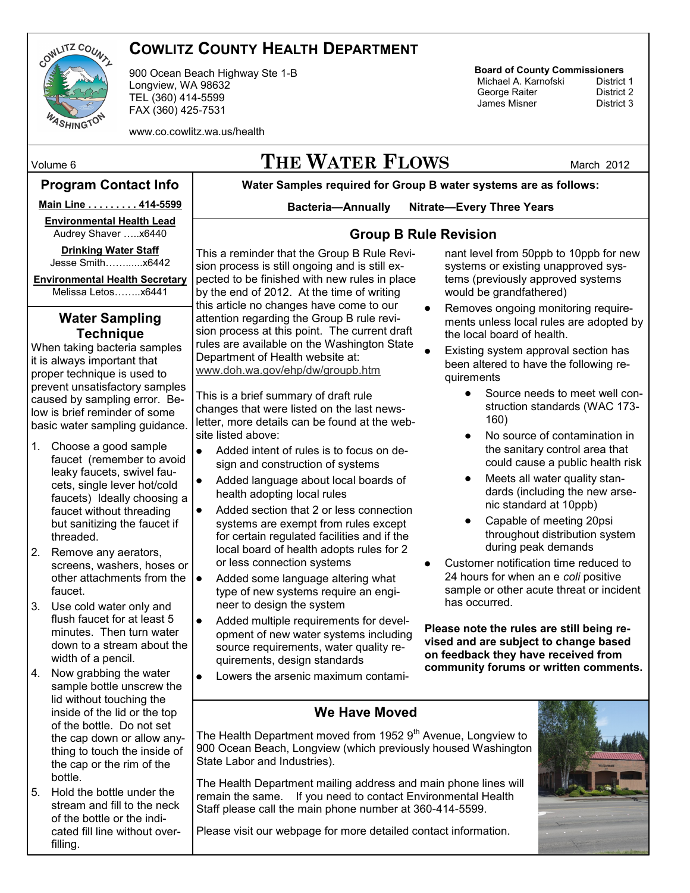# COWLITZ COUNTY HEALTH DEPARTMENT

900 Ocean Beach Highway Ste 1-B
Longview, WA 98632
TEL (360) 414-5599
FAX (360) 425-7531

www.co.cowlitz.wa.us/health

**Board of County Commissioners**

| | |
|---|---|
| Michael A. Karnofski | District 1 |
| George Raiter | District 2 |
| James Misner | District 3 |

Volume 6

# THE WATER FLOWS

March 2012

## Program Contact Info

**Main Line . . . . . . . . . 414-5599**

**Environmental Health Lead**
Audrey Shaver …..x6440

**Drinking Water Staff**
Jesse Smith……......x6442

**Environmental Health Secretary**
Melissa Letos……..x6441

## Water Sampling Technique

When taking bacteria samples it is always important that proper technique is used to prevent unsatisfactory samples caused by sampling error. Below is brief reminder of some basic water sampling guidance.

1. Choose a good sample faucet (remember to avoid leaky faucets, swivel faucets, single lever hot/cold faucets) Ideally choosing a faucet without threading but sanitizing the faucet if threaded.
2. Remove any aerators, screens, washers, hoses or other attachments from the faucet.
3. Use cold water only and flush faucet for at least 5 minutes. Then turn water down to a stream about the width of a pencil.
4. Now grabbing the water sample bottle unscrew the lid without touching the inside of the lid or the top of the bottle. Do not set the cap down or allow anything to touch the inside of the cap or the rim of the bottle.
5. Hold the bottle under the stream and fill to the neck of the bottle or the indicated fill line without overfilling.

**Water Samples required for Group B water systems are as follows:**

**Bacteria—Annually Nitrate—Every Three Years**

## Group B Rule Revision

This a reminder that the Group B Rule Revision process is still ongoing and is still expected to be finished with new rules in place by the end of 2012. At the time of writing this article no changes have come to our attention regarding the Group B rule revision process at this point. The current draft rules are available on the Washington State Department of Health website at: www.doh.wa.gov/ehp/dw/groupb.htm

This is a brief summary of draft rule changes that were listed on the last newsletter, more details can be found at the website listed above:

- Added intent of rules is to focus on design and construction of systems
- Added language about local boards of health adopting local rules
- Added section that 2 or less connection systems are exempt from rules except for certain regulated facilities and if the local board of health adopts rules for 2 or less connection systems
- Added some language altering what type of new systems require an engineer to design the system
- Added multiple requirements for development of new water systems including source requirements, water quality requirements, design standards
- Lowers the arsenic maximum contaminant level from 50ppb to 10ppb for new systems or existing unapproved systems (previously approved systems would be grandfathered)
- Removes ongoing monitoring requirements unless local rules are adopted by the local board of health.
- Existing system approval section has been altered to have the following requirements
  - Source needs to meet well construction standards (WAC 173-160)
  - No source of contamination in the sanitary control area that could cause a public health risk
  - Meets all water quality standards (including the new arsenic standard at 10ppb)
  - Capable of meeting 20psi throughout distribution system during peak demands
- Customer notification time reduced to 24 hours for when an e *coli* positive sample or other acute threat or incident has occurred.

**Please note the rules are still being revised and are subject to change based on feedback they have received from community forums or written comments.**

## We Have Moved

The Health Department moved from 1952 9th Avenue, Longview to 900 Ocean Beach, Longview (which previously housed Washington State Labor and Industries).

The Health Department mailing address and main phone lines will remain the same. If you need to contact Environmental Health Staff please call the main phone number at 360-414-5599.

Please visit our webpage for more detailed contact information.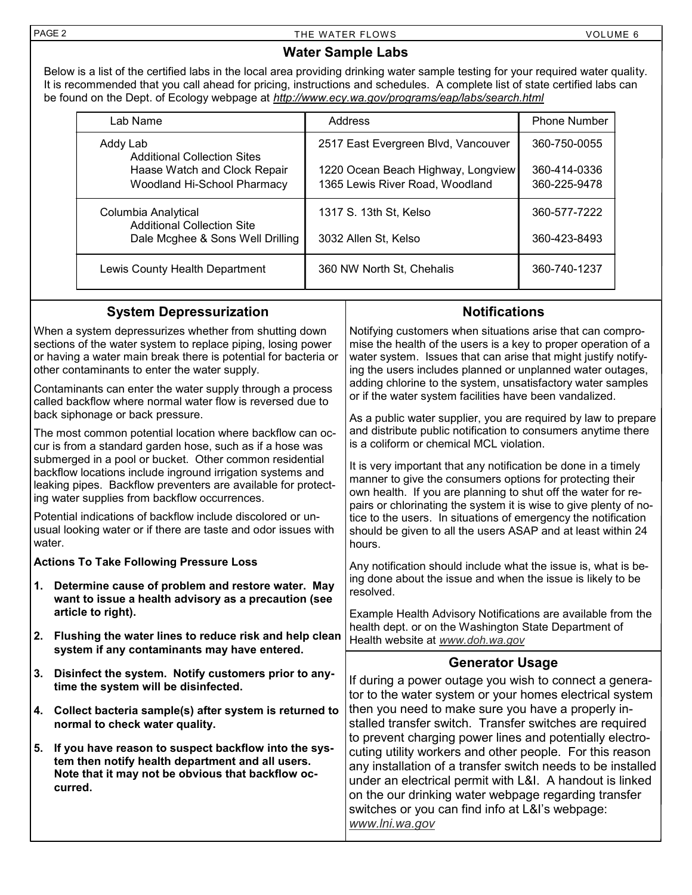## Water Sample Labs

Below is a list of the certified labs in the local area providing drinking water sample testing for your required water quality. It is recommended that you call ahead for pricing, instructions and schedules. A complete list of state certified labs can be found on the Dept. of Ecology webpage at *http://www.ecy.wa.gov/programs/eap/labs/search.html*

| Lab Name | Address | Phone Number |
|---|---|---|
| Addy Lab | 2517 East Evergreen Blvd, Vancouver | 360-750-0055 |
| Additional Collection Sites | | |
| Haase Watch and Clock Repair | 1220 Ocean Beach Highway, Longview | 360-414-0336 |
| Woodland Hi-School Pharmacy | 1365 Lewis River Road, Woodland | 360-225-9478 |
| Columbia Analytical | 1317 S. 13th St, Kelso | 360-577-7222 |
| Additional Collection Site | | |
| Dale Mcghee & Sons Well Drilling | 3032 Allen St, Kelso | 360-423-8493 |
| Lewis County Health Department | 360 NW North St, Chehalis | 360-740-1237 |

## System Depressurization

When a system depressurizes whether from shutting down sections of the water system to replace piping, losing power or having a water main break there is potential for bacteria or other contaminants to enter the water supply.

Contaminants can enter the water supply through a process called backflow where normal water flow is reversed due to back siphonage or back pressure.

The most common potential location where backflow can occur is from a standard garden hose, such as if a hose was submerged in a pool or bucket. Other common residential backflow locations include inground irrigation systems and leaking pipes. Backflow preventers are available for protecting water supplies from backflow occurrences.

Potential indications of backflow include discolored or unusual looking water or if there are taste and odor issues with water.

**Actions To Take Following Pressure Loss**

1. **Determine cause of problem and restore water. May want to issue a health advisory as a precaution (see article to right).**
2. **Flushing the water lines to reduce risk and help clean system if any contaminants may have entered.**
3. **Disinfect the system. Notify customers prior to anytime the system will be disinfected.**
4. **Collect bacteria sample(s) after system is returned to normal to check water quality.**
5. **If you have reason to suspect backflow into the system then notify health department and all users. Note that it may not be obvious that backflow occurred.**

## Notifications

Notifying customers when situations arise that can compromise the health of the users is a key to proper operation of a water system. Issues that can arise that might justify notifying the users includes planned or unplanned water outages, adding chlorine to the system, unsatisfactory water samples or if the water system facilities have been vandalized.

As a public water supplier, you are required by law to prepare and distribute public notification to consumers anytime there is a coliform or chemical MCL violation.

It is very important that any notification be done in a timely manner to give the consumers options for protecting their own health. If you are planning to shut off the water for repairs or chlorinating the system it is wise to give plenty of notice to the users. In situations of emergency the notification should be given to all the users ASAP and at least within 24 hours.

Any notification should include what the issue is, what is being done about the issue and when the issue is likely to be resolved.

Example Health Advisory Notifications are available from the health dept. or on the Washington State Department of Health website at *www.doh.wa.gov*

## Generator Usage

If during a power outage you wish to connect a generator to the water system or your homes electrical system then you need to make sure you have a properly installed transfer switch. Transfer switches are required to prevent charging power lines and potentially electrocuting utility workers and other people. For this reason any installation of a transfer switch needs to be installed under an electrical permit with L&I. A handout is linked on the our drinking water webpage regarding transfer switches or you can find info at L&I's webpage: *www.lni.wa.gov*